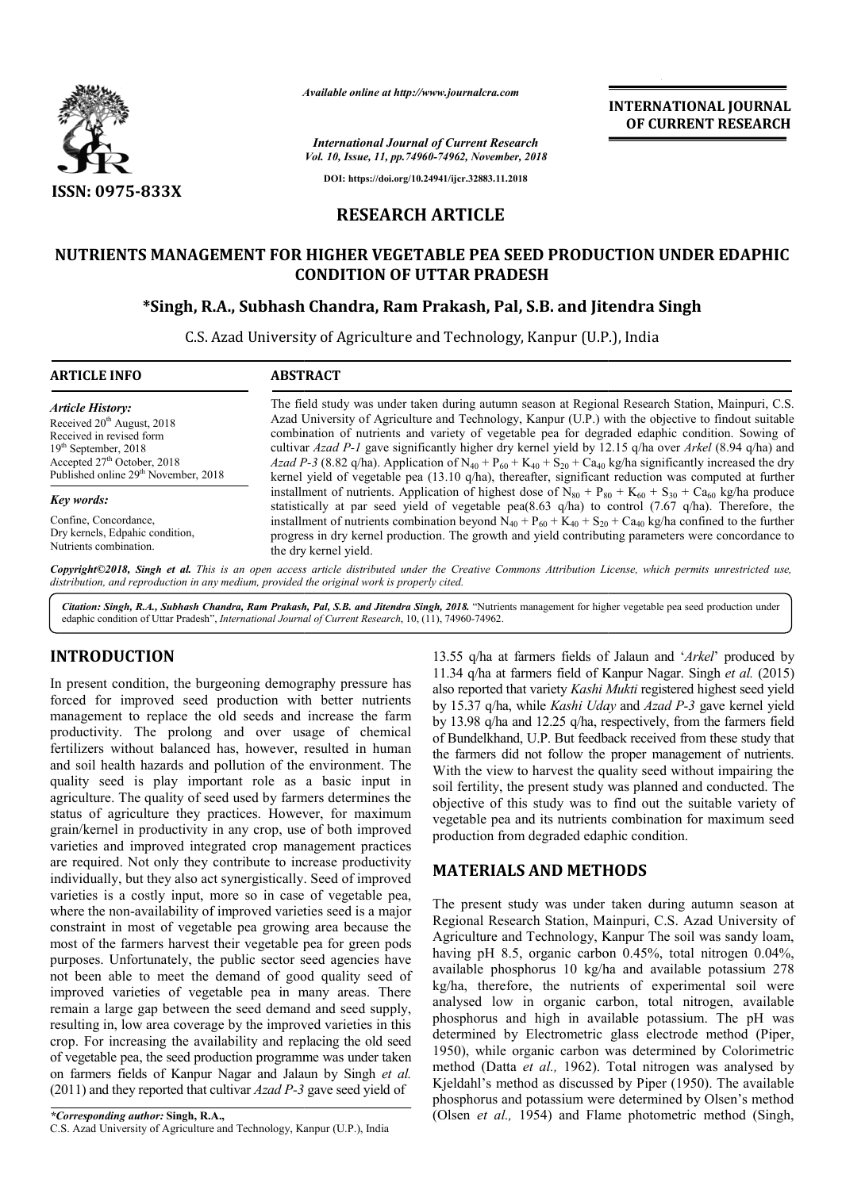ISSN: 0975-833X

*Available online at http://www.journalcra.com*

*International Journal of Current Research*
*Vol. 10, Issue, 11, pp.74960-74962, November, 2018*

**DOI: https://doi.org/10.24941/ijcr.32883.11.2018**

**INTERNATIONAL JOURNAL OF CURRENT RESEARCH**

# RESEARCH ARTICLE

## NUTRIENTS MANAGEMENT FOR HIGHER VEGETABLE PEA SEED PRODUCTION UNDER EDAPHIC CONDITION OF UTTAR PRADESH

**\*Singh, R.A., Subhash Chandra, Ram Prakash, Pal, S.B. and Jitendra Singh**

C.S. Azad University of Agriculture and Technology, Kanpur (U.P.), India

**ARTICLE INFO**

*Article History:*
Received 20th August, 2018
Received in revised form 19th September, 2018
Accepted 27th October, 2018
Published online 29th November, 2018

*Key words:*
Confine, Concordance, Dry kernels, Edpahic condition, Nutrients combination.

**ABSTRACT**

The field study was under taken during autumn season at Regional Research Station, Mainpuri, C.S. Azad University of Agriculture and Technology, Kanpur (U.P.) with the objective to findout suitable combination of nutrients and variety of vegetable pea for degraded edaphic condition. Sowing of cultivar *Azad P-1* gave significantly higher dry kernel yield by 12.15 q/ha over *Arkel* (8.94 q/ha) and *Azad P-3* (8.82 q/ha). Application of $N_{40} + P_{60} + K_{40} + S_{20} + Ca_{40}$ kg/ha significantly increased the dry kernel yield of vegetable pea (13.10 q/ha), thereafter, significant reduction was computed at further installment of nutrients. Application of highest dose of $N_{80} + P_{80} + K_{60} + S_{30} + Ca_{60}$ kg/ha produce statistically at par seed yield of vegetable pea(8.63 q/ha) to control (7.67 q/ha). Therefore, the installment of nutrients combination beyond $N_{40} + P_{60} + K_{40} + S_{20} + Ca_{40}$ kg/ha confined to the further progress in dry kernel production. The growth and yield contributing parameters were concordance to the dry kernel yield.

**Copyright©2018, Singh et al.** *This is an open access article distributed under the Creative Commons Attribution License, which permits unrestricted use, distribution, and reproduction in any medium, provided the original work is properly cited.*

**Citation: Singh, R.A., Subhash Chandra, Ram Prakash, Pal, S.B. and Jitendra Singh, 2018.** "Nutrients management for higher vegetable pea seed production under edaphic condition of Uttar Pradesh", *International Journal of Current Research*, 10, (11), 74960-74962.

## INTRODUCTION

In present condition, the burgeoning demography pressure has forced for improved seed production with better nutrients management to replace the old seeds and increase the farm productivity. The prolong and over usage of chemical fertilizers without balanced has, however, resulted in human and soil health hazards and pollution of the environment. The quality seed is play important role as a basic input in agriculture. The quality of seed used by farmers determines the status of agriculture they practices. However, for maximum grain/kernel in productivity in any crop, use of both improved varieties and improved integrated crop management practices are required. Not only they contribute to increase productivity individually, but they also act synergistically. Seed of improved varieties is a costly input, more so in case of vegetable pea, where the non-availability of improved varieties seed is a major constraint in most of vegetable pea growing area because the most of the farmers harvest their vegetable pea for green pods purposes. Unfortunately, the public sector seed agencies have not been able to meet the demand of good quality seed of improved varieties of vegetable pea in many areas. There remain a large gap between the seed demand and seed supply, resulting in, low area coverage by the improved varieties in this crop. For increasing the availability and replacing the old seed of vegetable pea, the seed production programme was under taken on farmers fields of Kanpur Nagar and Jalaun by Singh *et al.* (2011) and they reported that cultivar *Azad P-3* gave seed yield of 13.55 q/ha at farmers fields of Jalaun and '*Arkel*' produced by 11.34 q/ha at farmers field of Kanpur Nagar. Singh *et al.* (2015) also reported that variety *Kashi Mukti* registered highest seed yield by 15.37 q/ha, while *Kashi Uday* and *Azad P-3* gave kernel yield by 13.98 q/ha and 12.25 q/ha, respectively, from the farmers field of Bundelkhand, U.P. But feedback received from these study that the farmers did not follow the proper management of nutrients. With the view to harvest the quality seed without impairing the soil fertility, the present study was planned and conducted. The objective of this study was to find out the suitable variety of vegetable pea and its nutrients combination for maximum seed production from degraded edaphic condition.

## MATERIALS AND METHODS

The present study was under taken during autumn season at Regional Research Station, Mainpuri, C.S. Azad University of Agriculture and Technology, Kanpur The soil was sandy loam, having pH 8.5, organic carbon 0.45%, total nitrogen 0.04%, available phosphorus 10 kg/ha and available potassium 278 kg/ha, therefore, the nutrients of experimental soil were analysed low in organic carbon, total nitrogen, available phosphorus and high in available potassium. The pH was determined by Electrometric glass electrode method (Piper, 1950), while organic carbon was determined by Colorimetric method (Datta *et al.,* 1962). Total nitrogen was analysed by Kjeldahl's method as discussed by Piper (1950). The available phosphorus and potassium were determined by Olsen's method (Olsen *et al.,* 1954) and Flame photometric method (Singh,

**\*Corresponding author: Singh, R.A.,**
C.S. Azad University of Agriculture and Technology, Kanpur (U.P.), India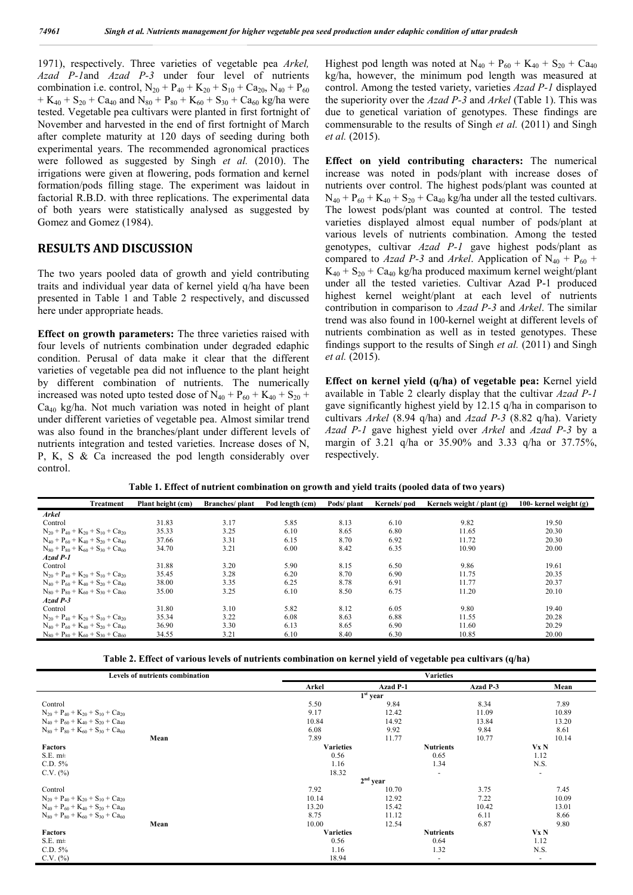1971), respectively. Three varieties of vegetable pea *Arkel, Azad P-1*and *Azad P-3* under four level of nutrients combination i.e. control, $N_{20} + P_{40} + K_{20} + S_{10} + Ca_{20}$, $N_{40} + P_{60} + K_{40} + S_{20} + Ca_{40}$ and $N_{80} + P_{80} + K_{60} + S_{30} + Ca_{60}$ kg/ha were tested. Vegetable pea cultivars were planted in first fortnight of November and harvested in the end of first fortnight of March after complete maturity at 120 days of seeding during both experimental years. The recommended agronomical practices were followed as suggested by Singh *et al.* (2010). The irrigations were given at flowering, pods formation and kernel formation/pods filling stage. The experiment was laidout in factorial R.B.D. with three replications. The experimental data of both years were statistically analysed as suggested by Gomez and Gomez (1984).

## RESULTS AND DISCUSSION

The two years pooled data of growth and yield contributing traits and individual year data of kernel yield q/ha have been presented in Table 1 and Table 2 respectively, and discussed here under appropriate heads.

**Effect on growth parameters:** The three varieties raised with four levels of nutrients combination under degraded edaphic condition. Perusal of data make it clear that the different varieties of vegetable pea did not influence to the plant height by different combination of nutrients. The numerically increased was noted upto tested dose of $N_{40} + P_{60} + K_{40} + S_{20} + Ca_{40}$ kg/ha. Not much variation was noted in height of plant under different varieties of vegetable pea. Almost similar trend was also found in the branches/plant under different levels of nutrients integration and tested varieties. Increase doses of N, P, K, S & Ca increased the pod length considerably over control. Highest pod length was noted at $N_{40} + P_{60} + K_{40} + S_{20} + Ca_{40}$ kg/ha, however, the minimum pod length was measured at control. Among the tested variety, varieties *Azad P-1* displayed the superiority over the *Azad P-3* and *Arkel* (Table 1). This was due to genetical variation of genotypes. These findings are commensurable to the results of Singh *et al.* (2011) and Singh *et al.* (2015).

**Effect on yield contributing characters:** The numerical increase was noted in pods/plant with increase doses of nutrients over control. The highest pods/plant was counted at $N_{40} + P_{60} + K_{40} + S_{20} + Ca_{40}$ kg/ha under all the tested cultivars. The lowest pods/plant was counted at control. The tested varieties displayed almost equal number of pods/plant at various levels of nutrients combination. Among the tested genotypes, cultivar *Azad P-1* gave highest pods/plant as compared to *Azad P-3* and *Arkel*. Application of $N_{40} + P_{60} + K_{40} + S_{20} + Ca_{40}$ kg/ha produced maximum kernel weight/plant under all the tested varieties. Cultivar Azad P-1 produced highest kernel weight/plant at each level of nutrients contribution in comparison to *Azad P-3* and *Arkel*. The similar trend was also found in 100-kernel weight at different levels of nutrients combination as well as in tested genotypes. These findings support to the results of Singh *et al.* (2011) and Singh *et al.* (2015).

**Effect on kernel yield (q/ha) of vegetable pea:** Kernel yield available in Table 2 clearly display that the cultivar *Azad P-1* gave significantly highest yield by 12.15 q/ha in comparison to cultivars *Arkel* (8.94 q/ha) and *Azad P-3* (8.82 q/ha). Variety *Azad P-1* gave highest yield over *Arkel* and *Azad P-3* by a margin of 3.21 q/ha or 35.90% and 3.33 q/ha or 37.75%, respectively.

**Table 1. Effect of nutrient combination on growth and yield traits (pooled data of two years)**

| Treatment | Plant height (cm) | Branches/ plant | Pod length (cm) | Pods/ plant | Kernels/ pod | Kernels weight / plant (g) | 100- kernel weight (g) |
|---|---|---|---|---|---|---|---|
| ***Arkel*** | | | | | | | |
| Control | 31.83 | 3.17 | 5.85 | 8.13 | 6.10 | 9.82 | 19.50 |
| $N_{20} + P_{40} + K_{20} + S_{10} + Ca_{20}$ | 35.33 | 3.25 | 6.10 | 8.65 | 6.80 | 11.65 | 20.30 |
| $N_{40} + P_{60} + K_{40} + S_{20} + Ca_{40}$ | 37.66 | 3.31 | 6.15 | 8.70 | 6.92 | 11.72 | 20.30 |
| $N_{80} + P_{80} + K_{60} + S_{30} + Ca_{60}$ | 34.70 | 3.21 | 6.00 | 8.42 | 6.35 | 10.90 | 20.00 |
| ***Azad P-1*** | | | | | | | |
| Control | 31.88 | 3.20 | 5.90 | 8.15 | 6.50 | 9.86 | 19.61 |
| $N_{20} + P_{40} + K_{20} + S_{10} + Ca_{20}$ | 35.45 | 3.28 | 6.20 | 8.70 | 6.90 | 11.75 | 20.35 |
| $N_{40} + P_{60} + K_{40} + S_{20} + Ca_{40}$ | 38.00 | 3.35 | 6.25 | 8.78 | 6.91 | 11.77 | 20.37 |
| $N_{80} + P_{80} + K_{60} + S_{30} + Ca_{60}$ | 35.00 | 3.25 | 6.10 | 8.50 | 6.75 | 11.20 | 20.10 |
| ***Azad P-3*** | | | | | | | |
| Control | 31.80 | 3.10 | 5.82 | 8.12 | 6.05 | 9.80 | 19.40 |
| $N_{20} + P_{40} + K_{20} + S_{10} + Ca_{20}$ | 35.34 | 3.22 | 6.08 | 8.63 | 6.88 | 11.55 | 20.28 |
| $N_{40} + P_{60} + K_{40} + S_{20} + Ca_{40}$ | 36.90 | 3.30 | 6.13 | 8.65 | 6.90 | 11.60 | 20.29 |
| $N_{80} + P_{80} + K_{60} + S_{30} + Ca_{60}$ | 34.55 | 3.21 | 6.10 | 8.40 | 6.30 | 10.85 | 20.00 |

**Table 2. Effect of various levels of nutrients combination on kernel yield of vegetable pea cultivars (q/ha)**

| Levels of nutrients combination | Varieties | | | |
|---|---|---|---|---|
| | Arkel | Azad P-1 | Azad P-3 | Mean |
| | | **1st year** | | |
| Control | 5.50 | 9.84 | 8.34 | 7.89 |
| $N_{20} + P_{40} + K_{20} + S_{10} + Ca_{20}$ | 9.17 | 12.42 | 11.09 | 10.89 |
| $N_{40} + P_{60} + K_{40} + S_{20} + Ca_{40}$ | 10.84 | 14.92 | 13.84 | 13.20 |
| $N_{80} + P_{80} + K_{60} + S_{30} + Ca_{60}$ | 6.08 | 9.92 | 9.84 | 8.61 |
| **Mean** | 7.89 | 11.77 | 10.77 | 10.14 |
| **Factors** | **Varieties** | | **Nutrients** | **V x N** |
| S.E. m± | 0.56 | | 0.65 | 1.12 |
| C.D. 5% | 1.16 | | 1.34 | N.S. |
| C.V. (%) | 18.32 | | - | - |
| | | **2nd year** | | |
| Control | 7.92 | 10.70 | 3.75 | 7.45 |
| $N_{20} + P_{40} + K_{20} + S_{10} + Ca_{20}$ | 10.14 | 12.92 | 7.22 | 10.09 |
| $N_{40} + P_{60} + K_{40} + S_{20} + Ca_{40}$ | 13.20 | 15.42 | 10.42 | 13.01 |
| $N_{80} + P_{80} + K_{60} + S_{30} + Ca_{60}$ | 8.75 | 11.12 | 6.11 | 8.66 |
| **Mean** | 10.00 | 12.54 | 6.87 | 9.80 |
| **Factors** | **Varieties** | | **Nutrients** | **V x N** |
| S.E. m± | 0.56 | | 0.64 | 1.12 |
| C.D. 5% | 1.16 | | 1.32 | N.S. |
| C.V. (%) | 18.94 | | - | - |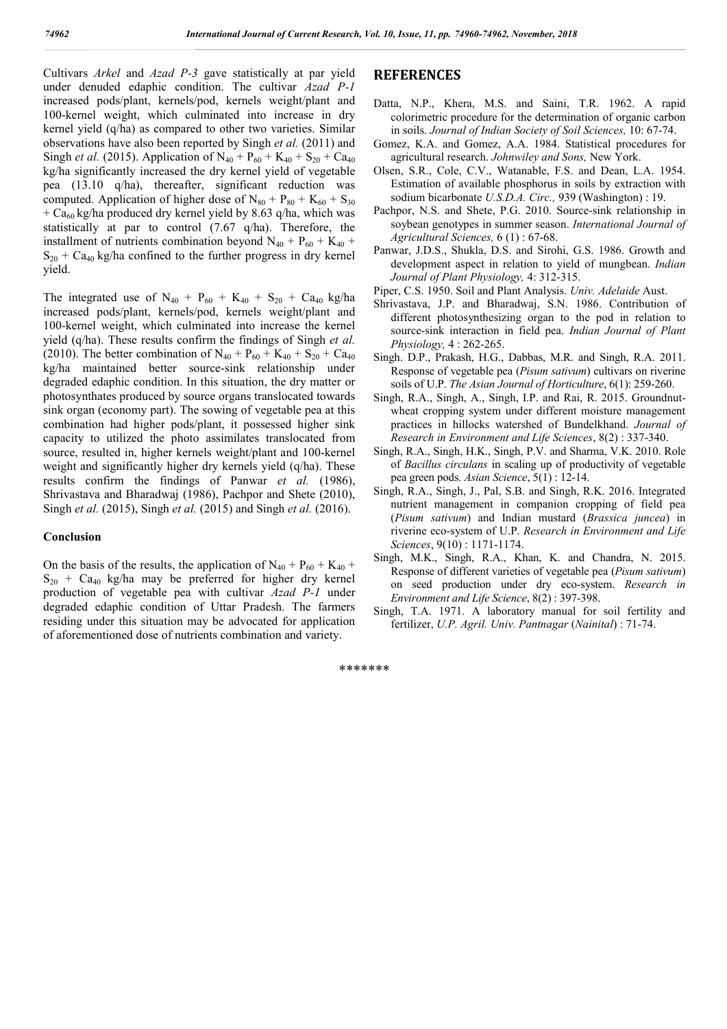Cultivars *Arkel* and *Azad P-3* gave statistically at par yield under denuded edaphic condition. The cultivar *Azad P-1* increased pods/plant, kernels/pod, kernels weight/plant and 100-kernel weight, which culminated into increase in dry kernel yield (q/ha) as compared to other two varieties. Similar observations have also been reported by Singh *et al.* (2011) and Singh *et al.* (2015). Application of $N_{40} + P_{60} + K_{40} + S_{20} + Ca_{40}$ kg/ha significantly increased the dry kernel yield of vegetable pea (13.10 q/ha), thereafter, significant reduction was computed. Application of higher dose of $N_{80} + P_{80} + K_{60} + S_{30} + Ca_{60}$ kg/ha produced dry kernel yield by 8.63 q/ha, which was statistically at par to control (7.67 q/ha). Therefore, the installment of nutrients combination beyond $N_{40} + P_{60} + K_{40} + S_{20} + Ca_{40}$ kg/ha confined to the further progress in dry kernel yield.

The integrated use of $N_{40} + P_{60} + K_{40} + S_{20} + Ca_{40}$ kg/ha increased pods/plant, kernels/pod, kernels weight/plant and 100-kernel weight, which culminated into increase the kernel yield (q/ha). These results confirm the findings of Singh *et al.* (2010). The better combination of $N_{40} + P_{60} + K_{40} + S_{20} + Ca_{40}$ kg/ha maintained better source-sink relationship under degraded edaphic condition. In this situation, the dry matter or photosynthates produced by source organs translocated towards sink organ (economy part). The sowing of vegetable pea at this combination had higher pods/plant, it possessed higher sink capacity to utilized the photo assimilates translocated from source, resulted in, higher kernels weight/plant and 100-kernel weight and significantly higher dry kernels yield (q/ha). These results confirm the findings of Panwar *et al.* (1986), Shrivastava and Bharadwaj (1986), Pachpor and Shete (2010), Singh *et al.* (2015), Singh *et al.* (2015) and Singh *et al.* (2016).

### Conclusion

On the basis of the results, the application of $N_{40} + P_{60} + K_{40} + S_{20} + Ca_{40}$ kg/ha may be preferred for higher dry kernel production of vegetable pea with cultivar *Azad P-1* under degraded edaphic condition of Uttar Pradesh. The farmers residing under this situation may be advocated for application of aforementioned dose of nutrients combination and variety.

## REFERENCES

Datta, N.P., Khera, M.S. and Saini, T.R. 1962. A rapid colorimetric procedure for the determination of organic carbon in soils. *Journal of Indian Society of Soil Sciences,* 10: 67-74.

Gomez, K.A. and Gomez, A.A. 1984. Statistical procedures for agricultural research. *Johnwiley and Sons,* New York.

Olsen, S.R., Cole, C.V., Watanable, F.S. and Dean, L.A. 1954. Estimation of available phosphorus in soils by extraction with sodium bicarbonate *U.S.D.A. Circ.,* 939 (Washington) : 19.

Pachpor, N.S. and Shete, P.G. 2010. Source-sink relationship in soybean genotypes in summer season. *International Journal of Agricultural Sciences,* 6 (1) : 67-68.

Panwar, J.D.S., Shukla, D.S. and Sirohi, G.S. 1986. Growth and development aspect in relation to yield of mungbean. *Indian Journal of Plant Physiology,* 4: 312-315.

Piper, C.S. 1950. Soil and Plant Analysis. *Univ. Adelaide* Aust.

Shrivastava, J.P. and Bharadwaj, S.N. 1986. Contribution of different photosynthesizing organ to the pod in relation to source-sink interaction in field pea. *Indian Journal of Plant Physiology,* 4 : 262-265.

Singh. D.P., Prakash, H.G., Dabbas, M.R. and Singh, R.A. 2011. Response of vegetable pea (*Pisum sativum*) cultivars on riverine soils of U.P. *The Asian Journal of Horticulture*, 6(1): 259-260.

Singh, R.A., Singh, A., Singh, I.P. and Rai, R. 2015. Groundnut-wheat cropping system under different moisture management practices in hillocks watershed of Bundelkhand. *Journal of Research in Environment and Life Sciences*, 8(2) : 337-340.

Singh, R.A., Singh, H.K., Singh, P.V. and Sharma, V.K. 2010. Role of *Bacillus circulans* in scaling up of productivity of vegetable pea green pods. *Asian Science*, 5(1) : 12-14.

Singh, R.A., Singh, J., Pal, S.B. and Singh, R.K. 2016. Integrated nutrient management in companion cropping of field pea (*Pisum sativum*) and Indian mustard (*Brassica juncea*) in riverine eco-system of U.P. *Research in Environment and Life Sciences*, 9(10) : 1171-1174.

Singh, M.K., Singh, R.A., Khan, K. and Chandra, N. 2015. Response of different varieties of vegetable pea (*Pisum sativum*) on seed production under dry eco-system. *Research in Environment and Life Science*, 8(2) : 397-398.

Singh, T.A. 1971. A laboratory manual for soil fertility and fertilizer, *U.P. Agril. Univ. Pantnagar* (*Nainital*) : 71-74.

*******